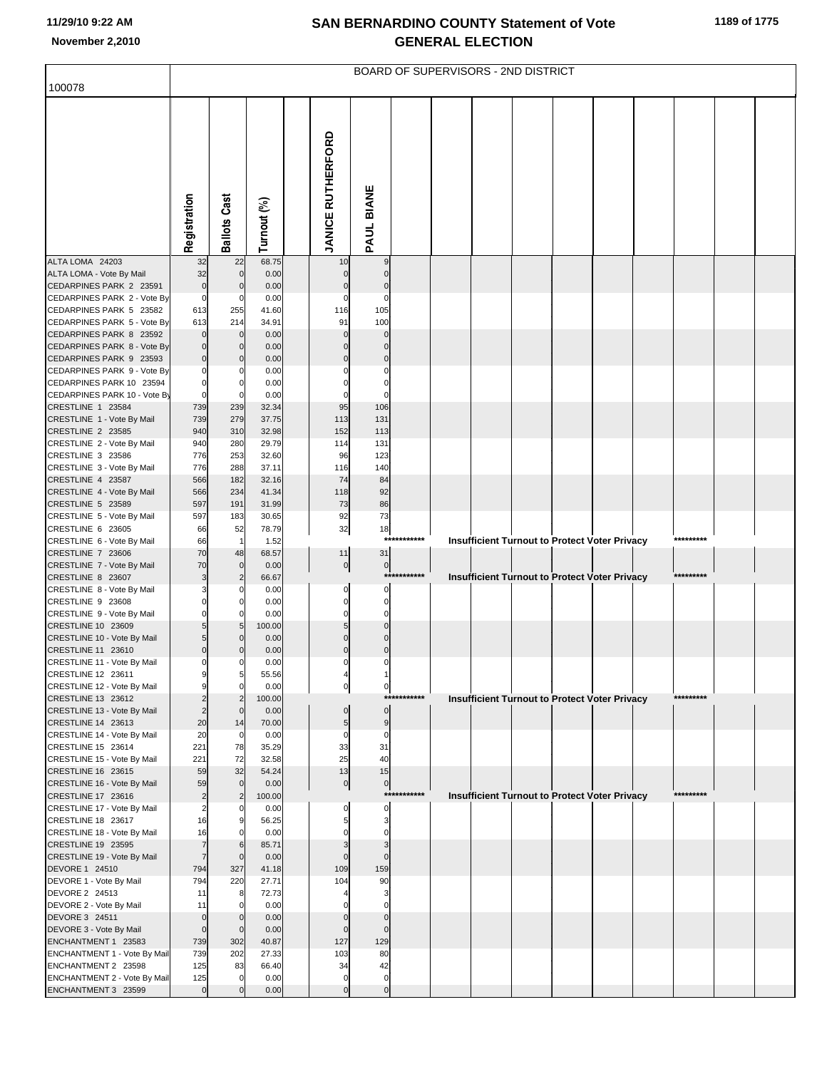## BOARD OF SUPERVISORS - 2ND DISTRICT

100078

| | Registration | Ballots Cast | Turnout (%) | | JANICE RUTHERFORD | PAUL BIANE |
|---|---|---|---|---|---|---|
| ALTA LOMA 24203 | 32 | 22 | 68.75 | | 10 | 9 |
| ALTA LOMA - Vote By Mail | 32 | 0 | 0.00 | | 0 | 0 |
| CEDARPINES PARK 2 23591 | 0 | 0 | 0.00 | | 0 | 0 |
| CEDARPINES PARK 2 - Vote By | 0 | 0 | 0.00 | | 0 | 0 |
| CEDARPINES PARK 5 23582 | 613 | 255 | 41.60 | | 116 | 105 |
| CEDARPINES PARK 5 - Vote By | 613 | 214 | 34.91 | | 91 | 100 |
| CEDARPINES PARK 8 23592 | 0 | 0 | 0.00 | | 0 | 0 |
| CEDARPINES PARK 8 - Vote By | 0 | 0 | 0.00 | | 0 | 0 |
| CEDARPINES PARK 9 23593 | 0 | 0 | 0.00 | | 0 | 0 |
| CEDARPINES PARK 9 - Vote By | 0 | 0 | 0.00 | | 0 | 0 |
| CEDARPINES PARK 10 23594 | 0 | 0 | 0.00 | | 0 | 0 |
| CEDARPINES PARK 10 - Vote By | 0 | 0 | 0.00 | | 0 | 0 |
| CRESTLINE 1 23584 | 739 | 239 | 32.34 | | 95 | 106 |
| CRESTLINE 1 - Vote By Mail | 739 | 279 | 37.75 | | 113 | 131 |
| CRESTLINE 2 23585 | 940 | 310 | 32.98 | | 152 | 113 |
| CRESTLINE 2 - Vote By Mail | 940 | 280 | 29.79 | | 114 | 131 |
| CRESTLINE 3 23586 | 776 | 253 | 32.60 | | 96 | 123 |
| CRESTLINE 3 - Vote By Mail | 776 | 288 | 37.11 | | 116 | 140 |
| CRESTLINE 4 23587 | 566 | 182 | 32.16 | | 74 | 84 |
| CRESTLINE 4 - Vote By Mail | 566 | 234 | 41.34 | | 118 | 92 |
| CRESTLINE 5 23589 | 597 | 191 | 31.99 | | 73 | 86 |
| CRESTLINE 5 - Vote By Mail | 597 | 183 | 30.65 | | 92 | 73 |
| CRESTLINE 6 23605 | 66 | 52 | 78.79 | | 32 | 18 |
| CRESTLINE 6 - Vote By Mail | 66 | 1 | 1.52 | | *********** Insufficient Turnout to Protect Voter Privacy ********* | |
| CRESTLINE 7 23606 | 70 | 48 | 68.57 | | 11 | 31 |
| CRESTLINE 7 - Vote By Mail | 70 | 0 | 0.00 | | 0 | 0 |
| CRESTLINE 8 23607 | 3 | 2 | 66.67 | | *********** Insufficient Turnout to Protect Voter Privacy ********* | |
| CRESTLINE 8 - Vote By Mail | 3 | 0 | 0.00 | | 0 | 0 |
| CRESTLINE 9 23608 | 0 | 0 | 0.00 | | 0 | 0 |
| CRESTLINE 9 - Vote By Mail | 0 | 0 | 0.00 | | 0 | 0 |
| CRESTLINE 10 23609 | 5 | 5 | 100.00 | | 5 | 0 |
| CRESTLINE 10 - Vote By Mail | 5 | 0 | 0.00 | | 0 | 0 |
| CRESTLINE 11 23610 | 0 | 0 | 0.00 | | 0 | 0 |
| CRESTLINE 11 - Vote By Mail | 0 | 0 | 0.00 | | 0 | 0 |
| CRESTLINE 12 23611 | 9 | 5 | 55.56 | | 4 | 1 |
| CRESTLINE 12 - Vote By Mail | 9 | 0 | 0.00 | | 0 | 0 |
| CRESTLINE 13 23612 | 2 | 2 | 100.00 | | *********** Insufficient Turnout to Protect Voter Privacy ********* | |
| CRESTLINE 13 - Vote By Mail | 2 | 0 | 0.00 | | 0 | 0 |
| CRESTLINE 14 23613 | 20 | 14 | 70.00 | | 5 | 9 |
| CRESTLINE 14 - Vote By Mail | 20 | 0 | 0.00 | | 0 | 0 |
| CRESTLINE 15 23614 | 221 | 78 | 35.29 | | 33 | 31 |
| CRESTLINE 15 - Vote By Mail | 221 | 72 | 32.58 | | 25 | 40 |
| CRESTLINE 16 23615 | 59 | 32 | 54.24 | | 13 | 15 |
| CRESTLINE 16 - Vote By Mail | 59 | 0 | 0.00 | | 0 | 0 |
| CRESTLINE 17 23616 | 2 | 2 | 100.00 | | *********** Insufficient Turnout to Protect Voter Privacy ********* | |
| CRESTLINE 17 - Vote By Mail | 2 | 0 | 0.00 | | 0 | 0 |
| CRESTLINE 18 23617 | 16 | 9 | 56.25 | | 5 | 3 |
| CRESTLINE 18 - Vote By Mail | 16 | 0 | 0.00 | | 0 | 0 |
| CRESTLINE 19 23595 | 7 | 6 | 85.71 | | 3 | 3 |
| CRESTLINE 19 - Vote By Mail | 7 | 0 | 0.00 | | 0 | 0 |
| DEVORE 1 24510 | 794 | 327 | 41.18 | | 109 | 159 |
| DEVORE 1 - Vote By Mail | 794 | 220 | 27.71 | | 104 | 90 |
| DEVORE 2 24513 | 11 | 8 | 72.73 | | 4 | 3 |
| DEVORE 2 - Vote By Mail | 11 | 0 | 0.00 | | 0 | 0 |
| DEVORE 3 24511 | 0 | 0 | 0.00 | | 0 | 0 |
| DEVORE 3 - Vote By Mail | 0 | 0 | 0.00 | | 0 | 0 |
| ENCHANTMENT 1 23583 | 739 | 302 | 40.87 | | 127 | 129 |
| ENCHANTMENT 1 - Vote By Mail | 739 | 202 | 27.33 | | 103 | 80 |
| ENCHANTMENT 2 23598 | 125 | 83 | 66.40 | | 34 | 42 |
| ENCHANTMENT 2 - Vote By Mail | 125 | 0 | 0.00 | | 0 | 0 |
| ENCHANTMENT 3 23599 | 0 | 0 | 0.00 | | 0 | 0 |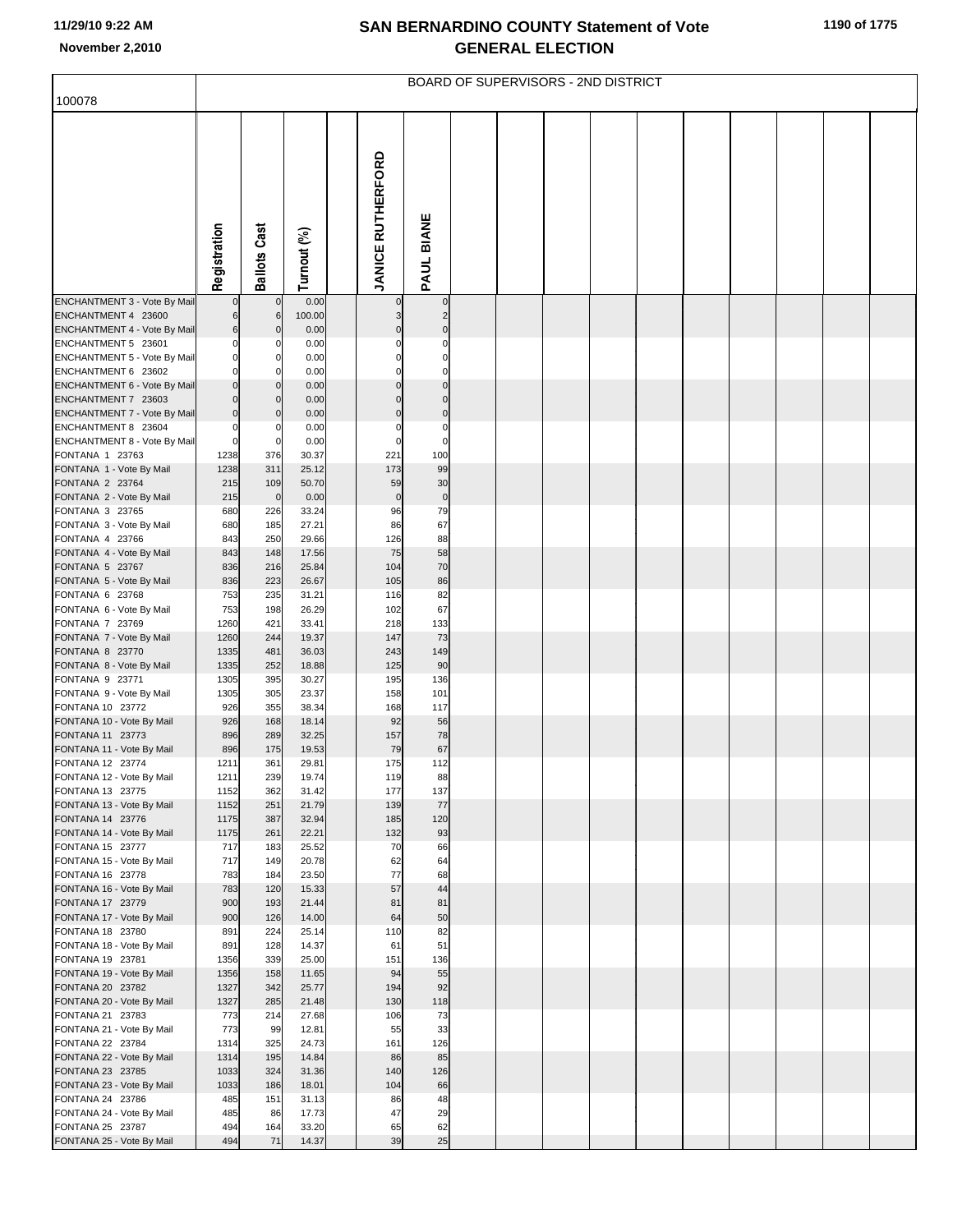# SAN BERNARDINO COUNTY Statement of Vote
## GENERAL ELECTION

BOARD OF SUPERVISORS - 2ND DISTRICT

100078

| | Registration | Ballots Cast | Turnout (%) | | JANICE RUTHERFORD | PAUL BIANE |
|---|---|---|---|---|---|---|
| ENCHANTMENT 3 - Vote By Mail | 0 | 0 | 0.00 | | 0 | 0 |
| ENCHANTMENT 4 23600 | 6 | 6 | 100.00 | | 3 | 2 |
| ENCHANTMENT 4 - Vote By Mail | 6 | 0 | 0.00 | | 0 | 0 |
| ENCHANTMENT 5 23601 | 0 | 0 | 0.00 | | 0 | 0 |
| ENCHANTMENT 5 - Vote By Mail | 0 | 0 | 0.00 | | 0 | 0 |
| ENCHANTMENT 6 23602 | 0 | 0 | 0.00 | | 0 | 0 |
| ENCHANTMENT 6 - Vote By Mail | 0 | 0 | 0.00 | | 0 | 0 |
| ENCHANTMENT 7 23603 | 0 | 0 | 0.00 | | 0 | 0 |
| ENCHANTMENT 7 - Vote By Mail | 0 | 0 | 0.00 | | 0 | 0 |
| ENCHANTMENT 8 23604 | 0 | 0 | 0.00 | | 0 | 0 |
| ENCHANTMENT 8 - Vote By Mail | 0 | 0 | 0.00 | | 0 | 0 |
| FONTANA 1 23763 | 1238 | 376 | 30.37 | | 221 | 100 |
| FONTANA 1 - Vote By Mail | 1238 | 311 | 25.12 | | 173 | 99 |
| FONTANA 2 23764 | 215 | 109 | 50.70 | | 59 | 30 |
| FONTANA 2 - Vote By Mail | 215 | 0 | 0.00 | | 0 | 0 |
| FONTANA 3 23765 | 680 | 226 | 33.24 | | 96 | 79 |
| FONTANA 3 - Vote By Mail | 680 | 185 | 27.21 | | 86 | 67 |
| FONTANA 4 23766 | 843 | 250 | 29.66 | | 126 | 88 |
| FONTANA 4 - Vote By Mail | 843 | 148 | 17.56 | | 75 | 58 |
| FONTANA 5 23767 | 836 | 216 | 25.84 | | 104 | 70 |
| FONTANA 5 - Vote By Mail | 836 | 223 | 26.67 | | 105 | 86 |
| FONTANA 6 23768 | 753 | 235 | 31.21 | | 116 | 82 |
| FONTANA 6 - Vote By Mail | 753 | 198 | 26.29 | | 102 | 67 |
| FONTANA 7 23769 | 1260 | 421 | 33.41 | | 218 | 133 |
| FONTANA 7 - Vote By Mail | 1260 | 244 | 19.37 | | 147 | 73 |
| FONTANA 8 23770 | 1335 | 481 | 36.03 | | 243 | 149 |
| FONTANA 8 - Vote By Mail | 1335 | 252 | 18.88 | | 125 | 90 |
| FONTANA 9 23771 | 1305 | 395 | 30.27 | | 195 | 136 |
| FONTANA 9 - Vote By Mail | 1305 | 305 | 23.37 | | 158 | 101 |
| FONTANA 10 23772 | 926 | 355 | 38.34 | | 168 | 117 |
| FONTANA 10 - Vote By Mail | 926 | 168 | 18.14 | | 92 | 56 |
| FONTANA 11 23773 | 896 | 289 | 32.25 | | 157 | 78 |
| FONTANA 11 - Vote By Mail | 896 | 175 | 19.53 | | 79 | 67 |
| FONTANA 12 23774 | 1211 | 361 | 29.81 | | 175 | 112 |
| FONTANA 12 - Vote By Mail | 1211 | 239 | 19.74 | | 119 | 88 |
| FONTANA 13 23775 | 1152 | 362 | 31.42 | | 177 | 137 |
| FONTANA 13 - Vote By Mail | 1152 | 251 | 21.79 | | 139 | 77 |
| FONTANA 14 23776 | 1175 | 387 | 32.94 | | 185 | 120 |
| FONTANA 14 - Vote By Mail | 1175 | 261 | 22.21 | | 132 | 93 |
| FONTANA 15 23777 | 717 | 183 | 25.52 | | 70 | 66 |
| FONTANA 15 - Vote By Mail | 717 | 149 | 20.78 | | 62 | 64 |
| FONTANA 16 23778 | 783 | 184 | 23.50 | | 77 | 68 |
| FONTANA 16 - Vote By Mail | 783 | 120 | 15.33 | | 57 | 44 |
| FONTANA 17 23779 | 900 | 193 | 21.44 | | 81 | 81 |
| FONTANA 17 - Vote By Mail | 900 | 126 | 14.00 | | 64 | 50 |
| FONTANA 18 23780 | 891 | 224 | 25.14 | | 110 | 82 |
| FONTANA 18 - Vote By Mail | 891 | 128 | 14.37 | | 61 | 51 |
| FONTANA 19 23781 | 1356 | 339 | 25.00 | | 151 | 136 |
| FONTANA 19 - Vote By Mail | 1356 | 158 | 11.65 | | 94 | 55 |
| FONTANA 20 23782 | 1327 | 342 | 25.77 | | 194 | 92 |
| FONTANA 20 - Vote By Mail | 1327 | 285 | 21.48 | | 130 | 118 |
| FONTANA 21 23783 | 773 | 214 | 27.68 | | 106 | 73 |
| FONTANA 21 - Vote By Mail | 773 | 99 | 12.81 | | 55 | 33 |
| FONTANA 22 23784 | 1314 | 325 | 24.73 | | 161 | 126 |
| FONTANA 22 - Vote By Mail | 1314 | 195 | 14.84 | | 86 | 85 |
| FONTANA 23 23785 | 1033 | 324 | 31.36 | | 140 | 126 |
| FONTANA 23 - Vote By Mail | 1033 | 186 | 18.01 | | 104 | 66 |
| FONTANA 24 23786 | 485 | 151 | 31.13 | | 86 | 48 |
| FONTANA 24 - Vote By Mail | 485 | 86 | 17.73 | | 47 | 29 |
| FONTANA 25 23787 | 494 | 164 | 33.20 | | 65 | 62 |
| FONTANA 25 - Vote By Mail | 494 | 71 | 14.37 | | 39 | 25 |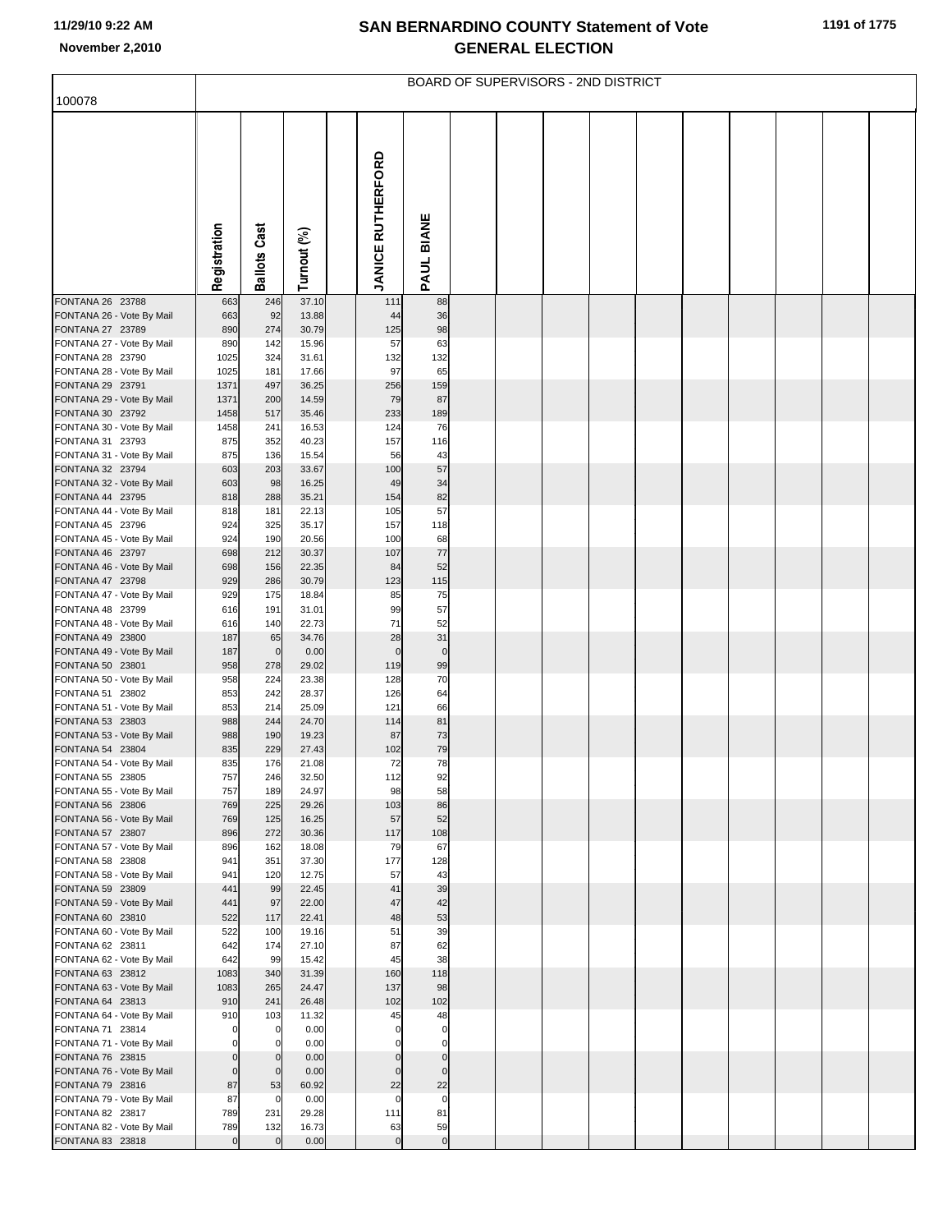# SAN BERNARDINO COUNTY Statement of Vote
## GENERAL ELECTION

11/29/10 9:22 AM
November 2,2010

BOARD OF SUPERVISORS - 2ND DISTRICT

| 100078 | Registration | Ballots Cast | Turnout (%) | | JANICE RUTHERFORD | PAUL BIANE |
|---|---|---|---|---|---|---|
| FONTANA 26 23788 | 663 | 246 | 37.10 | | 111 | 88 |
| FONTANA 26 - Vote By Mail | 663 | 92 | 13.88 | | 44 | 36 |
| FONTANA 27 23789 | 890 | 274 | 30.79 | | 125 | 98 |
| FONTANA 27 - Vote By Mail | 890 | 142 | 15.96 | | 57 | 63 |
| FONTANA 28 23790 | 1025 | 324 | 31.61 | | 132 | 132 |
| FONTANA 28 - Vote By Mail | 1025 | 181 | 17.66 | | 97 | 65 |
| FONTANA 29 23791 | 1371 | 497 | 36.25 | | 256 | 159 |
| FONTANA 29 - Vote By Mail | 1371 | 200 | 14.59 | | 79 | 87 |
| FONTANA 30 23792 | 1458 | 517 | 35.46 | | 233 | 189 |
| FONTANA 30 - Vote By Mail | 1458 | 241 | 16.53 | | 124 | 76 |
| FONTANA 31 23793 | 875 | 352 | 40.23 | | 157 | 116 |
| FONTANA 31 - Vote By Mail | 875 | 136 | 15.54 | | 56 | 43 |
| FONTANA 32 23794 | 603 | 203 | 33.67 | | 100 | 57 |
| FONTANA 32 - Vote By Mail | 603 | 98 | 16.25 | | 49 | 34 |
| FONTANA 44 23795 | 818 | 288 | 35.21 | | 154 | 82 |
| FONTANA 44 - Vote By Mail | 818 | 181 | 22.13 | | 105 | 57 |
| FONTANA 45 23796 | 924 | 325 | 35.17 | | 157 | 118 |
| FONTANA 45 - Vote By Mail | 924 | 190 | 20.56 | | 100 | 68 |
| FONTANA 46 23797 | 698 | 212 | 30.37 | | 107 | 77 |
| FONTANA 46 - Vote By Mail | 698 | 156 | 22.35 | | 84 | 52 |
| FONTANA 47 23798 | 929 | 286 | 30.79 | | 123 | 115 |
| FONTANA 47 - Vote By Mail | 929 | 175 | 18.84 | | 85 | 75 |
| FONTANA 48 23799 | 616 | 191 | 31.01 | | 99 | 57 |
| FONTANA 48 - Vote By Mail | 616 | 140 | 22.73 | | 71 | 52 |
| FONTANA 49 23800 | 187 | 65 | 34.76 | | 28 | 31 |
| FONTANA 49 - Vote By Mail | 187 | 0 | 0.00 | | 0 | 0 |
| FONTANA 50 23801 | 958 | 278 | 29.02 | | 119 | 99 |
| FONTANA 50 - Vote By Mail | 958 | 224 | 23.38 | | 128 | 70 |
| FONTANA 51 23802 | 853 | 242 | 28.37 | | 126 | 64 |
| FONTANA 51 - Vote By Mail | 853 | 214 | 25.09 | | 121 | 66 |
| FONTANA 53 23803 | 988 | 244 | 24.70 | | 114 | 81 |
| FONTANA 53 - Vote By Mail | 988 | 190 | 19.23 | | 87 | 73 |
| FONTANA 54 23804 | 835 | 229 | 27.43 | | 102 | 79 |
| FONTANA 54 - Vote By Mail | 835 | 176 | 21.08 | | 72 | 78 |
| FONTANA 55 23805 | 757 | 246 | 32.50 | | 112 | 92 |
| FONTANA 55 - Vote By Mail | 757 | 189 | 24.97 | | 98 | 58 |
| FONTANA 56 23806 | 769 | 225 | 29.26 | | 103 | 86 |
| FONTANA 56 - Vote By Mail | 769 | 125 | 16.25 | | 57 | 52 |
| FONTANA 57 23807 | 896 | 272 | 30.36 | | 117 | 108 |
| FONTANA 57 - Vote By Mail | 896 | 162 | 18.08 | | 79 | 67 |
| FONTANA 58 23808 | 941 | 351 | 37.30 | | 177 | 128 |
| FONTANA 58 - Vote By Mail | 941 | 120 | 12.75 | | 57 | 43 |
| FONTANA 59 23809 | 441 | 99 | 22.45 | | 41 | 39 |
| FONTANA 59 - Vote By Mail | 441 | 97 | 22.00 | | 47 | 42 |
| FONTANA 60 23810 | 522 | 117 | 22.41 | | 48 | 53 |
| FONTANA 60 - Vote By Mail | 522 | 100 | 19.16 | | 51 | 39 |
| FONTANA 62 23811 | 642 | 174 | 27.10 | | 87 | 62 |
| FONTANA 62 - Vote By Mail | 642 | 99 | 15.42 | | 45 | 38 |
| FONTANA 63 23812 | 1083 | 340 | 31.39 | | 160 | 118 |
| FONTANA 63 - Vote By Mail | 1083 | 265 | 24.47 | | 137 | 98 |
| FONTANA 64 23813 | 910 | 241 | 26.48 | | 102 | 102 |
| FONTANA 64 - Vote By Mail | 910 | 103 | 11.32 | | 45 | 48 |
| FONTANA 71 23814 | 0 | 0 | 0.00 | | 0 | 0 |
| FONTANA 71 - Vote By Mail | 0 | 0 | 0.00 | | 0 | 0 |
| FONTANA 76 23815 | 0 | 0 | 0.00 | | 0 | 0 |
| FONTANA 76 - Vote By Mail | 0 | 0 | 0.00 | | 0 | 0 |
| FONTANA 79 23816 | 87 | 53 | 60.92 | | 22 | 22 |
| FONTANA 79 - Vote By Mail | 87 | 0 | 0.00 | | 0 | 0 |
| FONTANA 82 23817 | 789 | 231 | 29.28 | | 111 | 81 |
| FONTANA 82 - Vote By Mail | 789 | 132 | 16.73 | | 63 | 59 |
| FONTANA 83 23818 | 0 | 0 | 0.00 | | 0 | 0 |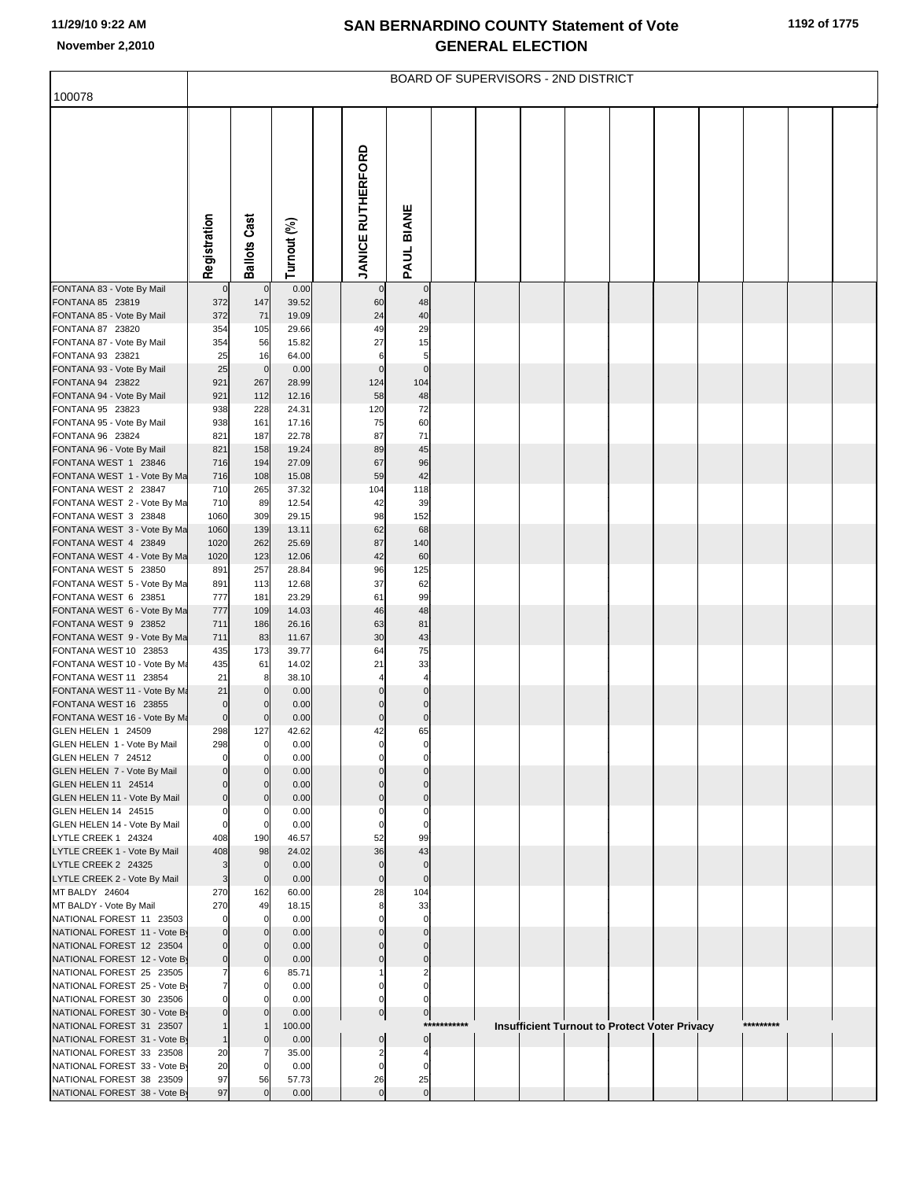# SAN BERNARDINO COUNTY Statement of Vote
## GENERAL ELECTION

100078

BOARD OF SUPERVISORS - 2ND DISTRICT

| | Registration | Ballots Cast | Turnout (%) | | JANICE RUTHERFORD | PAUL BIANE |
|---|---|---|---|---|---|---|
| FONTANA 83 - Vote By Mail | 0 | 0 | 0.00 | | 0 | 0 |
| FONTANA 85 23819 | 372 | 147 | 39.52 | | 60 | 48 |
| FONTANA 85 - Vote By Mail | 372 | 71 | 19.09 | | 24 | 40 |
| FONTANA 87 23820 | 354 | 105 | 29.66 | | 49 | 29 |
| FONTANA 87 - Vote By Mail | 354 | 56 | 15.82 | | 27 | 15 |
| FONTANA 93 23821 | 25 | 16 | 64.00 | | 6 | 5 |
| FONTANA 93 - Vote By Mail | 25 | 0 | 0.00 | | 0 | 0 |
| FONTANA 94 23822 | 921 | 267 | 28.99 | | 124 | 104 |
| FONTANA 94 - Vote By Mail | 921 | 112 | 12.16 | | 58 | 48 |
| FONTANA 95 23823 | 938 | 228 | 24.31 | | 120 | 72 |
| FONTANA 95 - Vote By Mail | 938 | 161 | 17.16 | | 75 | 60 |
| FONTANA 96 23824 | 821 | 187 | 22.78 | | 87 | 71 |
| FONTANA 96 - Vote By Mail | 821 | 158 | 19.24 | | 89 | 45 |
| FONTANA WEST 1 23846 | 716 | 194 | 27.09 | | 67 | 96 |
| FONTANA WEST 1 - Vote By Ma | 716 | 108 | 15.08 | | 59 | 42 |
| FONTANA WEST 2 23847 | 710 | 265 | 37.32 | | 104 | 118 |
| FONTANA WEST 2 - Vote By Ma | 710 | 89 | 12.54 | | 42 | 39 |
| FONTANA WEST 3 23848 | 1060 | 309 | 29.15 | | 98 | 152 |
| FONTANA WEST 3 - Vote By Ma | 1060 | 139 | 13.11 | | 62 | 68 |
| FONTANA WEST 4 23849 | 1020 | 262 | 25.69 | | 87 | 140 |
| FONTANA WEST 4 - Vote By Ma | 1020 | 123 | 12.06 | | 42 | 60 |
| FONTANA WEST 5 23850 | 891 | 257 | 28.84 | | 96 | 125 |
| FONTANA WEST 5 - Vote By Ma | 891 | 113 | 12.68 | | 37 | 62 |
| FONTANA WEST 6 23851 | 777 | 181 | 23.29 | | 61 | 99 |
| FONTANA WEST 6 - Vote By Ma | 777 | 109 | 14.03 | | 46 | 48 |
| FONTANA WEST 9 23852 | 711 | 186 | 26.16 | | 63 | 81 |
| FONTANA WEST 9 - Vote By Ma | 711 | 83 | 11.67 | | 30 | 43 |
| FONTANA WEST 10 23853 | 435 | 173 | 39.77 | | 64 | 75 |
| FONTANA WEST 10 - Vote By Ma | 435 | 61 | 14.02 | | 21 | 33 |
| FONTANA WEST 11 23854 | 21 | 8 | 38.10 | | 4 | 4 |
| FONTANA WEST 11 - Vote By Ma | 21 | 0 | 0.00 | | 0 | 0 |
| FONTANA WEST 16 23855 | 0 | 0 | 0.00 | | 0 | 0 |
| FONTANA WEST 16 - Vote By Ma | 0 | 0 | 0.00 | | 0 | 0 |
| GLEN HELEN 1 24509 | 298 | 127 | 42.62 | | 42 | 65 |
| GLEN HELEN 1 - Vote By Mail | 298 | 0 | 0.00 | | 0 | 0 |
| GLEN HELEN 7 24512 | 0 | 0 | 0.00 | | 0 | 0 |
| GLEN HELEN 7 - Vote By Mail | 0 | 0 | 0.00 | | 0 | 0 |
| GLEN HELEN 11 24514 | 0 | 0 | 0.00 | | 0 | 0 |
| GLEN HELEN 11 - Vote By Mail | 0 | 0 | 0.00 | | 0 | 0 |
| GLEN HELEN 14 24515 | 0 | 0 | 0.00 | | 0 | 0 |
| GLEN HELEN 14 - Vote By Mail | 0 | 0 | 0.00 | | 0 | 0 |
| LYTLE CREEK 1 24324 | 408 | 190 | 46.57 | | 52 | 99 |
| LYTLE CREEK 1 - Vote By Mail | 408 | 98 | 24.02 | | 36 | 43 |
| LYTLE CREEK 2 24325 | 3 | 0 | 0.00 | | 0 | 0 |
| LYTLE CREEK 2 - Vote By Mail | 3 | 0 | 0.00 | | 0 | 0 |
| MT BALDY 24604 | 270 | 162 | 60.00 | | 28 | 104 |
| MT BALDY - Vote By Mail | 270 | 49 | 18.15 | | 8 | 33 |
| NATIONAL FOREST 11 23503 | 0 | 0 | 0.00 | | 0 | 0 |
| NATIONAL FOREST 11 - Vote By | 0 | 0 | 0.00 | | 0 | 0 |
| NATIONAL FOREST 12 23504 | 0 | 0 | 0.00 | | 0 | 0 |
| NATIONAL FOREST 12 - Vote By | 0 | 0 | 0.00 | | 0 | 0 |
| NATIONAL FOREST 25 23505 | 7 | 6 | 85.71 | | 1 | 2 |
| NATIONAL FOREST 25 - Vote By | 7 | 0 | 0.00 | | 0 | 0 |
| NATIONAL FOREST 30 23506 | 0 | 0 | 0.00 | | 0 | 0 |
| NATIONAL FOREST 30 - Vote By | 0 | 0 | 0.00 | | 0 | 0 |
| NATIONAL FOREST 31 23507 | 1 | 1 | 100.00 | | *********** Insufficient Turnout to Protect Voter Privacy ********* | |
| NATIONAL FOREST 31 - Vote By | 1 | 0 | 0.00 | | 0 | 0 |
| NATIONAL FOREST 33 23508 | 20 | 7 | 35.00 | | 2 | 4 |
| NATIONAL FOREST 33 - Vote By | 20 | 0 | 0.00 | | 0 | 0 |
| NATIONAL FOREST 38 23509 | 97 | 56 | 57.73 | | 26 | 25 |
| NATIONAL FOREST 38 - Vote By | 97 | 0 | 0.00 | | 0 | 0 |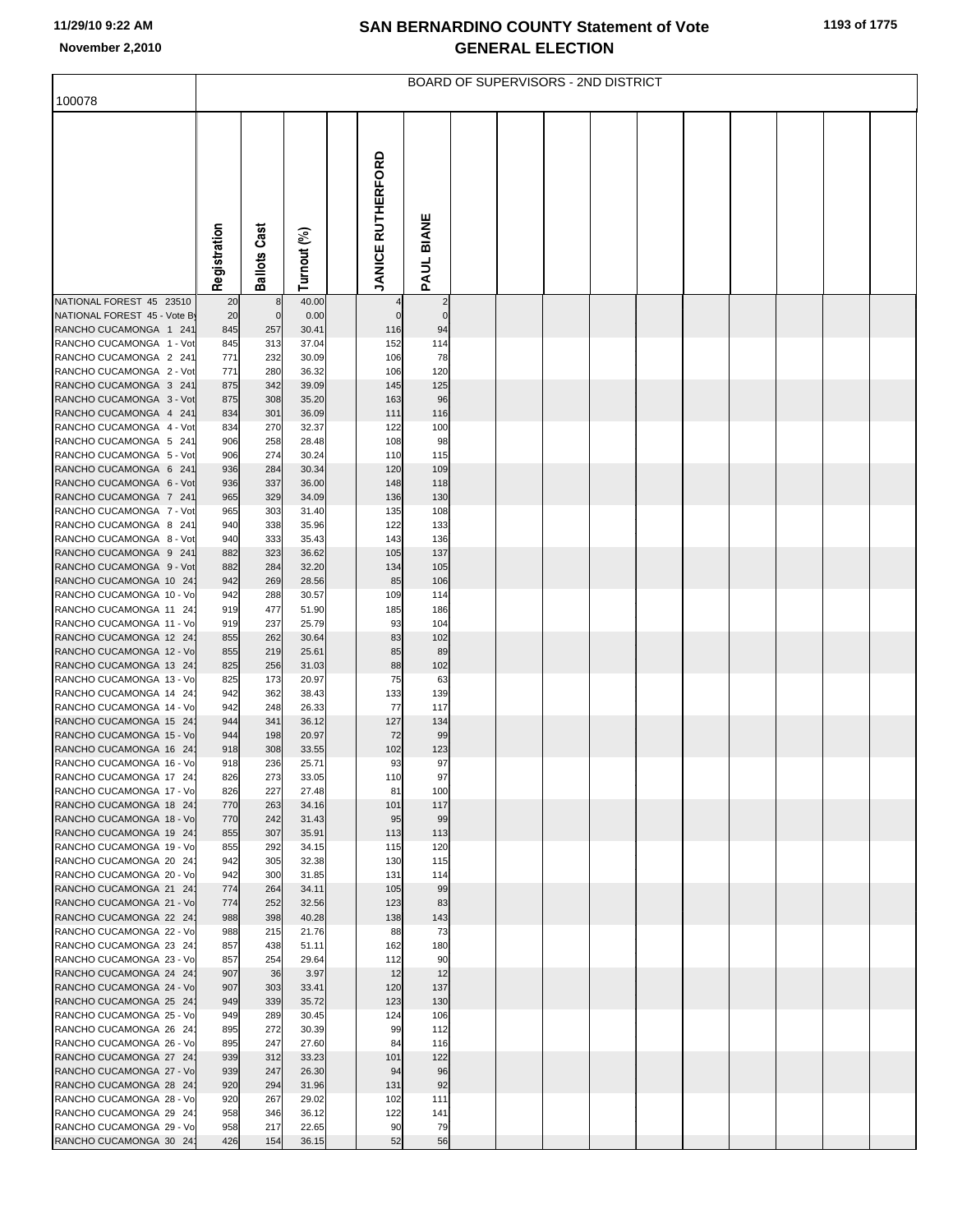# SAN BERNARDINO COUNTY Statement of Vote
## GENERAL ELECTION

November 2,2010

100078

BOARD OF SUPERVISORS - 2ND DISTRICT

| | Registration | Ballots Cast | Turnout (%) | | JANICE RUTHERFORD | PAUL BIANE |
|---|---|---|---|---|---|---|
| NATIONAL FOREST 45 23510 | 20 | 8 | 40.00 | | 4 | 2 |
| NATIONAL FOREST 45 - Vote By | 20 | 0 | 0.00 | | 0 | 0 |
| RANCHO CUCAMONGA 1 241 | 845 | 257 | 30.41 | | 116 | 94 |
| RANCHO CUCAMONGA 1 - Vot | 845 | 313 | 37.04 | | 152 | 114 |
| RANCHO CUCAMONGA 2 241 | 771 | 232 | 30.09 | | 106 | 78 |
| RANCHO CUCAMONGA 2 - Vot | 771 | 280 | 36.32 | | 106 | 120 |
| RANCHO CUCAMONGA 3 241 | 875 | 342 | 39.09 | | 145 | 125 |
| RANCHO CUCAMONGA 3 - Vot | 875 | 308 | 35.20 | | 163 | 96 |
| RANCHO CUCAMONGA 4 241 | 834 | 301 | 36.09 | | 111 | 116 |
| RANCHO CUCAMONGA 4 - Vot | 834 | 270 | 32.37 | | 122 | 100 |
| RANCHO CUCAMONGA 5 241 | 906 | 258 | 28.48 | | 108 | 98 |
| RANCHO CUCAMONGA 5 - Vot | 906 | 274 | 30.24 | | 110 | 115 |
| RANCHO CUCAMONGA 6 241 | 936 | 284 | 30.34 | | 120 | 109 |
| RANCHO CUCAMONGA 6 - Vot | 936 | 337 | 36.00 | | 148 | 118 |
| RANCHO CUCAMONGA 7 241 | 965 | 329 | 34.09 | | 136 | 130 |
| RANCHO CUCAMONGA 7 - Vot | 965 | 303 | 31.40 | | 135 | 108 |
| RANCHO CUCAMONGA 8 241 | 940 | 338 | 35.96 | | 122 | 133 |
| RANCHO CUCAMONGA 8 - Vot | 940 | 333 | 35.43 | | 143 | 136 |
| RANCHO CUCAMONGA 9 241 | 882 | 323 | 36.62 | | 105 | 137 |
| RANCHO CUCAMONGA 9 - Vot | 882 | 284 | 32.20 | | 134 | 105 |
| RANCHO CUCAMONGA 10 241 | 942 | 269 | 28.56 | | 85 | 106 |
| RANCHO CUCAMONGA 10 - Vo | 942 | 288 | 30.57 | | 109 | 114 |
| RANCHO CUCAMONGA 11 241 | 919 | 477 | 51.90 | | 185 | 186 |
| RANCHO CUCAMONGA 11 - Vo | 919 | 237 | 25.79 | | 93 | 104 |
| RANCHO CUCAMONGA 12 241 | 855 | 262 | 30.64 | | 83 | 102 |
| RANCHO CUCAMONGA 12 - Vo | 855 | 219 | 25.61 | | 85 | 89 |
| RANCHO CUCAMONGA 13 241 | 825 | 256 | 31.03 | | 88 | 102 |
| RANCHO CUCAMONGA 13 - Vo | 825 | 173 | 20.97 | | 75 | 63 |
| RANCHO CUCAMONGA 14 241 | 942 | 362 | 38.43 | | 133 | 139 |
| RANCHO CUCAMONGA 14 - Vo | 942 | 248 | 26.33 | | 77 | 117 |
| RANCHO CUCAMONGA 15 241 | 944 | 341 | 36.12 | | 127 | 134 |
| RANCHO CUCAMONGA 15 - Vo | 944 | 198 | 20.97 | | 72 | 99 |
| RANCHO CUCAMONGA 16 241 | 918 | 308 | 33.55 | | 102 | 123 |
| RANCHO CUCAMONGA 16 - Vo | 918 | 236 | 25.71 | | 93 | 97 |
| RANCHO CUCAMONGA 17 241 | 826 | 273 | 33.05 | | 110 | 97 |
| RANCHO CUCAMONGA 17 - Vo | 826 | 227 | 27.48 | | 81 | 100 |
| RANCHO CUCAMONGA 18 241 | 770 | 263 | 34.16 | | 101 | 117 |
| RANCHO CUCAMONGA 18 - Vo | 770 | 242 | 31.43 | | 95 | 99 |
| RANCHO CUCAMONGA 19 241 | 855 | 307 | 35.91 | | 113 | 113 |
| RANCHO CUCAMONGA 19 - Vo | 855 | 292 | 34.15 | | 115 | 120 |
| RANCHO CUCAMONGA 20 241 | 942 | 305 | 32.38 | | 130 | 115 |
| RANCHO CUCAMONGA 20 - Vo | 942 | 300 | 31.85 | | 131 | 114 |
| RANCHO CUCAMONGA 21 241 | 774 | 264 | 34.11 | | 105 | 99 |
| RANCHO CUCAMONGA 21 - Vo | 774 | 252 | 32.56 | | 123 | 83 |
| RANCHO CUCAMONGA 22 241 | 988 | 398 | 40.28 | | 138 | 143 |
| RANCHO CUCAMONGA 22 - Vo | 988 | 215 | 21.76 | | 88 | 73 |
| RANCHO CUCAMONGA 23 241 | 857 | 438 | 51.11 | | 162 | 180 |
| RANCHO CUCAMONGA 23 - Vo | 857 | 254 | 29.64 | | 112 | 90 |
| RANCHO CUCAMONGA 24 241 | 907 | 36 | 3.97 | | 12 | 12 |
| RANCHO CUCAMONGA 24 - Vo | 907 | 303 | 33.41 | | 120 | 137 |
| RANCHO CUCAMONGA 25 241 | 949 | 339 | 35.72 | | 123 | 130 |
| RANCHO CUCAMONGA 25 - Vo | 949 | 289 | 30.45 | | 124 | 106 |
| RANCHO CUCAMONGA 26 241 | 895 | 272 | 30.39 | | 99 | 112 |
| RANCHO CUCAMONGA 26 - Vo | 895 | 247 | 27.60 | | 84 | 116 |
| RANCHO CUCAMONGA 27 241 | 939 | 312 | 33.23 | | 101 | 122 |
| RANCHO CUCAMONGA 27 - Vo | 939 | 247 | 26.30 | | 94 | 96 |
| RANCHO CUCAMONGA 28 241 | 920 | 294 | 31.96 | | 131 | 92 |
| RANCHO CUCAMONGA 28 - Vo | 920 | 267 | 29.02 | | 102 | 111 |
| RANCHO CUCAMONGA 29 241 | 958 | 346 | 36.12 | | 122 | 141 |
| RANCHO CUCAMONGA 29 - Vo | 958 | 217 | 22.65 | | 90 | 79 |
| RANCHO CUCAMONGA 30 241 | 426 | 154 | 36.15 | | 52 | 56 |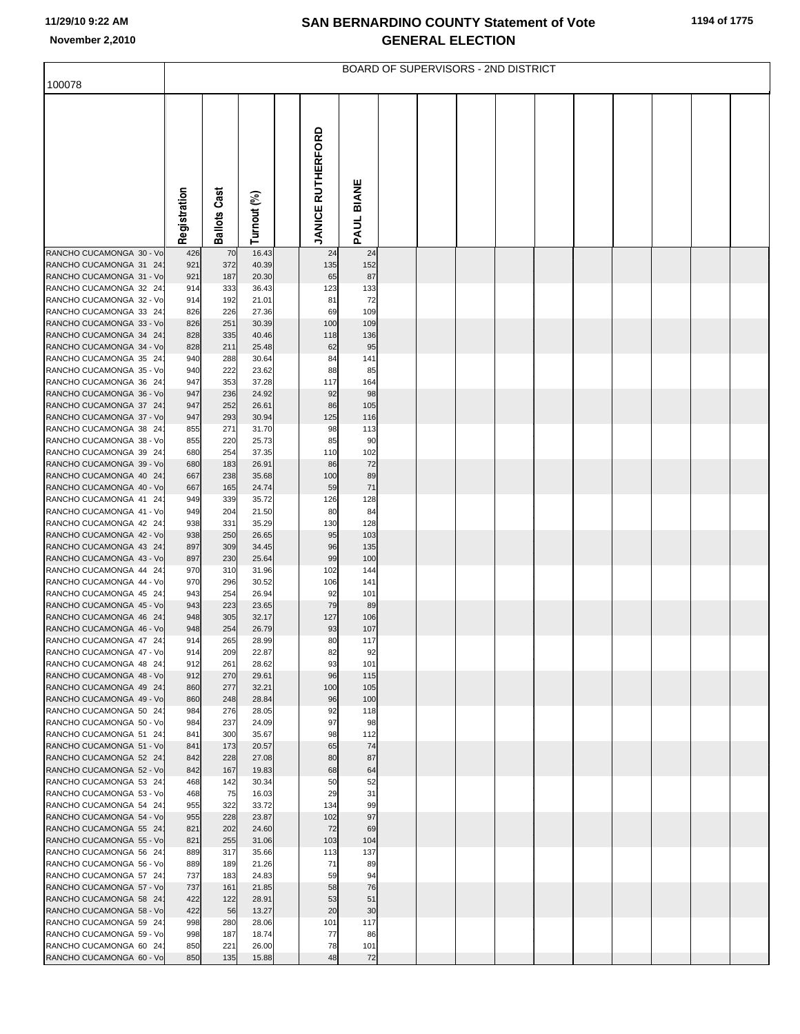# SAN BERNARDINO COUNTY Statement of Vote
## GENERAL ELECTION

11/29/10 9:22 AM
November 2,2010

BOARD OF SUPERVISORS - 2ND DISTRICT

100078

| | Registration | Ballots Cast | Turnout (%) | JANICE RUTHERFORD | PAUL BIANE |
|---|---|---|---|---|---|
| RANCHO CUCAMONGA 30 - Vo | 426 | 70 | 16.43 | 24 | 24 |
| RANCHO CUCAMONGA 31 24 | 921 | 372 | 40.39 | 135 | 152 |
| RANCHO CUCAMONGA 31 - Vo | 921 | 187 | 20.30 | 65 | 87 |
| RANCHO CUCAMONGA 32 24 | 914 | 333 | 36.43 | 123 | 133 |
| RANCHO CUCAMONGA 32 - Vo | 914 | 192 | 21.01 | 81 | 72 |
| RANCHO CUCAMONGA 33 24 | 826 | 226 | 27.36 | 69 | 109 |
| RANCHO CUCAMONGA 33 - Vo | 826 | 251 | 30.39 | 100 | 109 |
| RANCHO CUCAMONGA 34 24 | 828 | 335 | 40.46 | 118 | 136 |
| RANCHO CUCAMONGA 34 - Vo | 828 | 211 | 25.48 | 62 | 95 |
| RANCHO CUCAMONGA 35 24 | 940 | 288 | 30.64 | 84 | 141 |
| RANCHO CUCAMONGA 35 - Vo | 940 | 222 | 23.62 | 88 | 85 |
| RANCHO CUCAMONGA 36 24 | 947 | 353 | 37.28 | 117 | 164 |
| RANCHO CUCAMONGA 36 - Vo | 947 | 236 | 24.92 | 92 | 98 |
| RANCHO CUCAMONGA 37 24 | 947 | 252 | 26.61 | 86 | 105 |
| RANCHO CUCAMONGA 37 - Vo | 947 | 293 | 30.94 | 125 | 116 |
| RANCHO CUCAMONGA 38 24 | 855 | 271 | 31.70 | 98 | 113 |
| RANCHO CUCAMONGA 38 - Vo | 855 | 220 | 25.73 | 85 | 90 |
| RANCHO CUCAMONGA 39 24 | 680 | 254 | 37.35 | 110 | 102 |
| RANCHO CUCAMONGA 39 - Vo | 680 | 183 | 26.91 | 86 | 72 |
| RANCHO CUCAMONGA 40 24 | 667 | 238 | 35.68 | 100 | 89 |
| RANCHO CUCAMONGA 40 - Vo | 667 | 165 | 24.74 | 59 | 71 |
| RANCHO CUCAMONGA 41 24 | 949 | 339 | 35.72 | 126 | 128 |
| RANCHO CUCAMONGA 41 - Vo | 949 | 204 | 21.50 | 80 | 84 |
| RANCHO CUCAMONGA 42 24 | 938 | 331 | 35.29 | 130 | 128 |
| RANCHO CUCAMONGA 42 - Vo | 938 | 250 | 26.65 | 95 | 103 |
| RANCHO CUCAMONGA 43 24 | 897 | 309 | 34.45 | 96 | 135 |
| RANCHO CUCAMONGA 43 - Vo | 897 | 230 | 25.64 | 99 | 100 |
| RANCHO CUCAMONGA 44 24 | 970 | 310 | 31.96 | 102 | 144 |
| RANCHO CUCAMONGA 44 - Vo | 970 | 296 | 30.52 | 106 | 141 |
| RANCHO CUCAMONGA 45 24 | 943 | 254 | 26.94 | 92 | 101 |
| RANCHO CUCAMONGA 45 - Vo | 943 | 223 | 23.65 | 79 | 89 |
| RANCHO CUCAMONGA 46 24 | 948 | 305 | 32.17 | 127 | 106 |
| RANCHO CUCAMONGA 46 - Vo | 948 | 254 | 26.79 | 93 | 107 |
| RANCHO CUCAMONGA 47 24 | 914 | 265 | 28.99 | 80 | 117 |
| RANCHO CUCAMONGA 47 - Vo | 914 | 209 | 22.87 | 82 | 92 |
| RANCHO CUCAMONGA 48 24 | 912 | 261 | 28.62 | 93 | 101 |
| RANCHO CUCAMONGA 48 - Vo | 912 | 270 | 29.61 | 96 | 115 |
| RANCHO CUCAMONGA 49 24 | 860 | 277 | 32.21 | 100 | 105 |
| RANCHO CUCAMONGA 49 - Vo | 860 | 248 | 28.84 | 96 | 100 |
| RANCHO CUCAMONGA 50 24 | 984 | 276 | 28.05 | 92 | 118 |
| RANCHO CUCAMONGA 50 - Vo | 984 | 237 | 24.09 | 97 | 98 |
| RANCHO CUCAMONGA 51 24 | 841 | 300 | 35.67 | 98 | 112 |
| RANCHO CUCAMONGA 51 - Vo | 841 | 173 | 20.57 | 65 | 74 |
| RANCHO CUCAMONGA 52 24 | 842 | 228 | 27.08 | 80 | 87 |
| RANCHO CUCAMONGA 52 - Vo | 842 | 167 | 19.83 | 68 | 64 |
| RANCHO CUCAMONGA 53 24 | 468 | 142 | 30.34 | 50 | 52 |
| RANCHO CUCAMONGA 53 - Vo | 468 | 75 | 16.03 | 29 | 31 |
| RANCHO CUCAMONGA 54 24 | 955 | 322 | 33.72 | 134 | 99 |
| RANCHO CUCAMONGA 54 - Vo | 955 | 228 | 23.87 | 102 | 97 |
| RANCHO CUCAMONGA 55 24 | 821 | 202 | 24.60 | 72 | 69 |
| RANCHO CUCAMONGA 55 - Vo | 821 | 255 | 31.06 | 103 | 104 |
| RANCHO CUCAMONGA 56 24 | 889 | 317 | 35.66 | 113 | 137 |
| RANCHO CUCAMONGA 56 - Vo | 889 | 189 | 21.26 | 71 | 89 |
| RANCHO CUCAMONGA 57 24 | 737 | 183 | 24.83 | 59 | 94 |
| RANCHO CUCAMONGA 57 - Vo | 737 | 161 | 21.85 | 58 | 76 |
| RANCHO CUCAMONGA 58 24 | 422 | 122 | 28.91 | 53 | 51 |
| RANCHO CUCAMONGA 58 - Vo | 422 | 56 | 13.27 | 20 | 30 |
| RANCHO CUCAMONGA 59 24 | 998 | 280 | 28.06 | 101 | 117 |
| RANCHO CUCAMONGA 59 - Vo | 998 | 187 | 18.74 | 77 | 86 |
| RANCHO CUCAMONGA 60 24 | 850 | 221 | 26.00 | 78 | 101 |
| RANCHO CUCAMONGA 60 - Vo | 850 | 135 | 15.88 | 48 | 72 |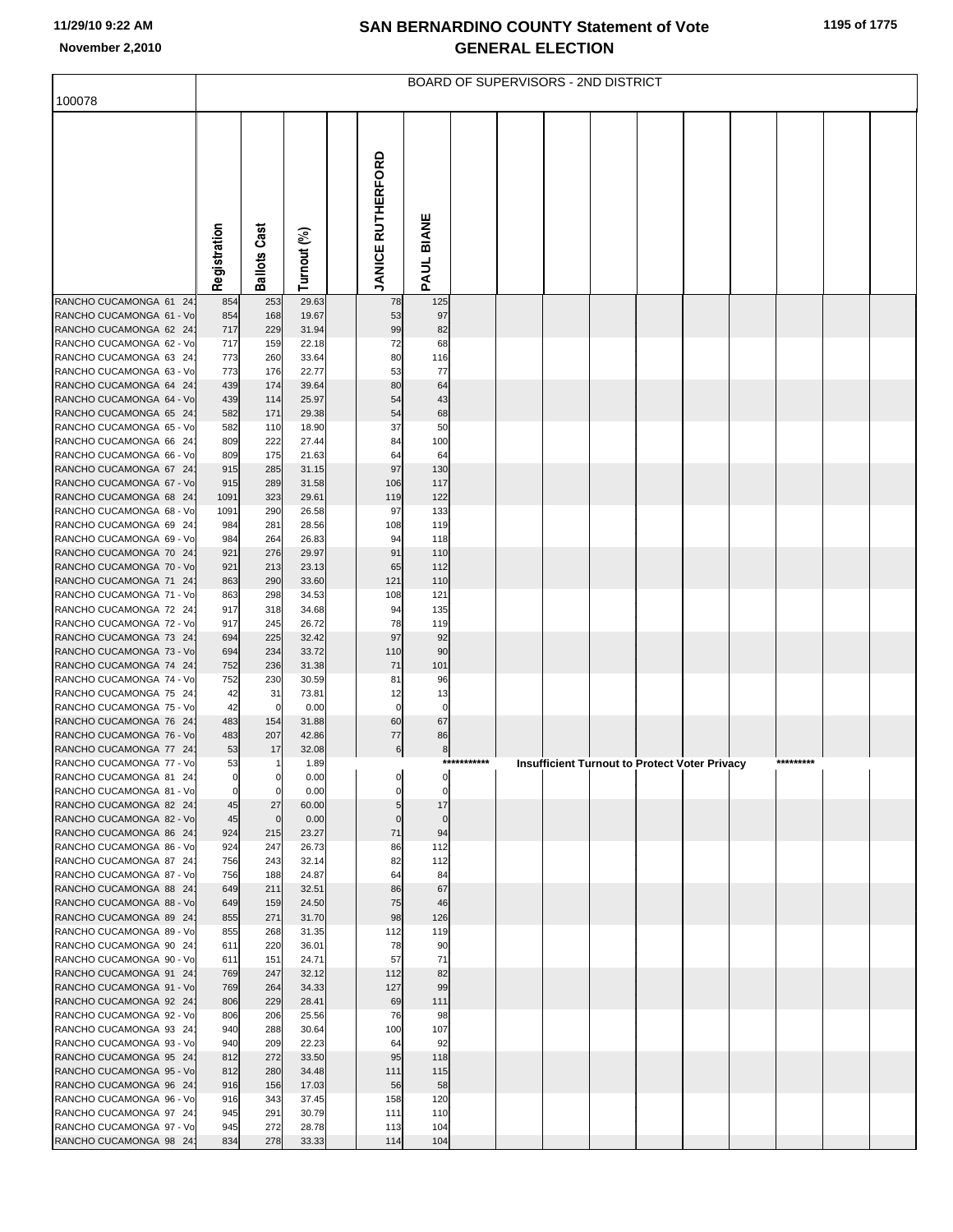# SAN BERNARDINO COUNTY Statement of Vote
## GENERAL ELECTION

November 2,2010

BOARD OF SUPERVISORS - 2ND DISTRICT

100078

| | Registration | Ballots Cast | Turnout (%) | | JANICE RUTHERFORD | PAUL BIANE |
|---|---|---|---|---|---|---|
| RANCHO CUCAMONGA 61 24 | 854 | 253 | 29.63 | | 78 | 125 |
| RANCHO CUCAMONGA 61 - Vo | 854 | 168 | 19.67 | | 53 | 97 |
| RANCHO CUCAMONGA 62 24 | 717 | 229 | 31.94 | | 99 | 82 |
| RANCHO CUCAMONGA 62 - Vo | 717 | 159 | 22.18 | | 72 | 68 |
| RANCHO CUCAMONGA 63 24 | 773 | 260 | 33.64 | | 80 | 116 |
| RANCHO CUCAMONGA 63 - Vo | 773 | 176 | 22.77 | | 53 | 77 |
| RANCHO CUCAMONGA 64 24 | 439 | 174 | 39.64 | | 80 | 64 |
| RANCHO CUCAMONGA 64 - Vo | 439 | 114 | 25.97 | | 54 | 43 |
| RANCHO CUCAMONGA 65 24 | 582 | 171 | 29.38 | | 54 | 68 |
| RANCHO CUCAMONGA 65 - Vo | 582 | 110 | 18.90 | | 37 | 50 |
| RANCHO CUCAMONGA 66 24 | 809 | 222 | 27.44 | | 84 | 100 |
| RANCHO CUCAMONGA 66 - Vo | 809 | 175 | 21.63 | | 64 | 64 |
| RANCHO CUCAMONGA 67 24 | 915 | 285 | 31.15 | | 97 | 130 |
| RANCHO CUCAMONGA 67 - Vo | 915 | 289 | 31.58 | | 106 | 117 |
| RANCHO CUCAMONGA 68 24 | 1091 | 323 | 29.61 | | 119 | 122 |
| RANCHO CUCAMONGA 68 - Vo | 1091 | 290 | 26.58 | | 97 | 133 |
| RANCHO CUCAMONGA 69 24 | 984 | 281 | 28.56 | | 108 | 119 |
| RANCHO CUCAMONGA 69 - Vo | 984 | 264 | 26.83 | | 94 | 118 |
| RANCHO CUCAMONGA 70 24 | 921 | 276 | 29.97 | | 91 | 110 |
| RANCHO CUCAMONGA 70 - Vo | 921 | 213 | 23.13 | | 65 | 112 |
| RANCHO CUCAMONGA 71 24 | 863 | 290 | 33.60 | | 121 | 110 |
| RANCHO CUCAMONGA 71 - Vo | 863 | 298 | 34.53 | | 108 | 121 |
| RANCHO CUCAMONGA 72 24 | 917 | 318 | 34.68 | | 94 | 135 |
| RANCHO CUCAMONGA 72 - Vo | 917 | 245 | 26.72 | | 78 | 119 |
| RANCHO CUCAMONGA 73 24 | 694 | 225 | 32.42 | | 97 | 92 |
| RANCHO CUCAMONGA 73 - Vo | 694 | 234 | 33.72 | | 110 | 90 |
| RANCHO CUCAMONGA 74 24 | 752 | 236 | 31.38 | | 71 | 101 |
| RANCHO CUCAMONGA 74 - Vo | 752 | 230 | 30.59 | | 81 | 96 |
| RANCHO CUCAMONGA 75 24 | 42 | 31 | 73.81 | | 12 | 13 |
| RANCHO CUCAMONGA 75 - Vo | 42 | 0 | 0.00 | | 0 | 0 |
| RANCHO CUCAMONGA 76 24 | 483 | 154 | 31.88 | | 60 | 67 |
| RANCHO CUCAMONGA 76 - Vo | 483 | 207 | 42.86 | | 77 | 86 |
| RANCHO CUCAMONGA 77 24 | 53 | 17 | 32.08 | | 6 | 8 |
| RANCHO CUCAMONGA 77 - Vo | 53 | 1 | 1.89 | | *********** Insufficient Turnout to Protect Voter Privacy ********* | |
| RANCHO CUCAMONGA 81 24 | 0 | 0 | 0.00 | | 0 | 0 |
| RANCHO CUCAMONGA 81 - Vo | 0 | 0 | 0.00 | | 0 | 0 |
| RANCHO CUCAMONGA 82 24 | 45 | 27 | 60.00 | | 5 | 17 |
| RANCHO CUCAMONGA 82 - Vo | 45 | 0 | 0.00 | | 0 | 0 |
| RANCHO CUCAMONGA 86 24 | 924 | 215 | 23.27 | | 71 | 94 |
| RANCHO CUCAMONGA 86 - Vo | 924 | 247 | 26.73 | | 86 | 112 |
| RANCHO CUCAMONGA 87 24 | 756 | 243 | 32.14 | | 82 | 112 |
| RANCHO CUCAMONGA 87 - Vo | 756 | 188 | 24.87 | | 64 | 84 |
| RANCHO CUCAMONGA 88 24 | 649 | 211 | 32.51 | | 86 | 67 |
| RANCHO CUCAMONGA 88 - Vo | 649 | 159 | 24.50 | | 75 | 46 |
| RANCHO CUCAMONGA 89 24 | 855 | 271 | 31.70 | | 98 | 126 |
| RANCHO CUCAMONGA 89 - Vo | 855 | 268 | 31.35 | | 112 | 119 |
| RANCHO CUCAMONGA 90 24 | 611 | 220 | 36.01 | | 78 | 90 |
| RANCHO CUCAMONGA 90 - Vo | 611 | 151 | 24.71 | | 57 | 71 |
| RANCHO CUCAMONGA 91 24 | 769 | 247 | 32.12 | | 112 | 82 |
| RANCHO CUCAMONGA 91 - Vo | 769 | 264 | 34.33 | | 127 | 99 |
| RANCHO CUCAMONGA 92 24 | 806 | 229 | 28.41 | | 69 | 111 |
| RANCHO CUCAMONGA 92 - Vo | 806 | 206 | 25.56 | | 76 | 98 |
| RANCHO CUCAMONGA 93 24 | 940 | 288 | 30.64 | | 100 | 107 |
| RANCHO CUCAMONGA 93 - Vo | 940 | 209 | 22.23 | | 64 | 92 |
| RANCHO CUCAMONGA 95 24 | 812 | 272 | 33.50 | | 95 | 118 |
| RANCHO CUCAMONGA 95 - Vo | 812 | 280 | 34.48 | | 111 | 115 |
| RANCHO CUCAMONGA 96 24 | 916 | 156 | 17.03 | | 56 | 58 |
| RANCHO CUCAMONGA 96 - Vo | 916 | 343 | 37.45 | | 158 | 120 |
| RANCHO CUCAMONGA 97 24 | 945 | 291 | 30.79 | | 111 | 110 |
| RANCHO CUCAMONGA 97 - Vo | 945 | 272 | 28.78 | | 113 | 104 |
| RANCHO CUCAMONGA 98 24 | 834 | 278 | 33.33 | | 114 | 104 |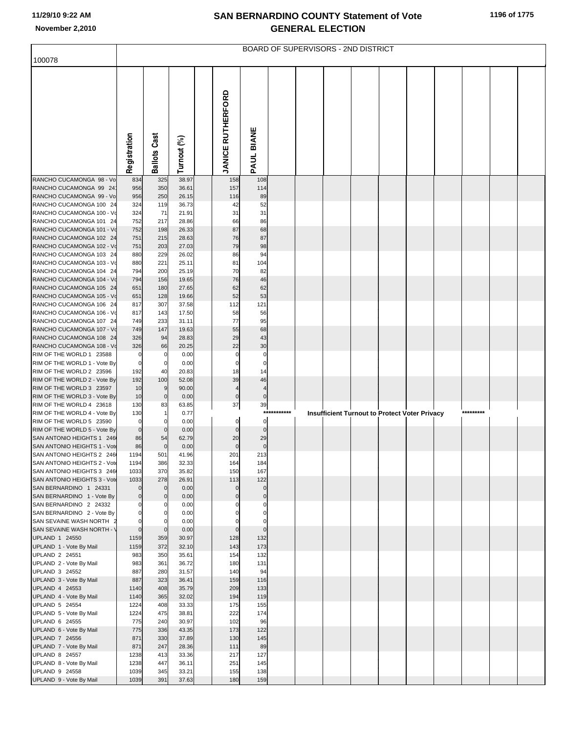# SAN BERNARDINO COUNTY Statement of Vote
## GENERAL ELECTION

11/29/10 9:22 AM
November 2,2010

BOARD OF SUPERVISORS - 2ND DISTRICT

100078

| | Registration | Ballots Cast | Turnout (%) | | JANICE RUTHERFORD | PAUL BIANE |
|---|---|---|---|---|---|---|
| RANCHO CUCAMONGA 98 - Vo | 834 | 325 | 38.97 | | 158 | 108 |
| RANCHO CUCAMONGA 99 24 | 956 | 350 | 36.61 | | 157 | 114 |
| RANCHO CUCAMONGA 99 - Vo | 956 | 250 | 26.15 | | 116 | 89 |
| RANCHO CUCAMONGA 100 24 | 324 | 119 | 36.73 | | 42 | 52 |
| RANCHO CUCAMONGA 100 - Vo | 324 | 71 | 21.91 | | 31 | 31 |
| RANCHO CUCAMONGA 101 24 | 752 | 217 | 28.86 | | 66 | 86 |
| RANCHO CUCAMONGA 101 - Vo | 752 | 198 | 26.33 | | 87 | 68 |
| RANCHO CUCAMONGA 102 24 | 751 | 215 | 28.63 | | 76 | 87 |
| RANCHO CUCAMONGA 102 - Vo | 751 | 203 | 27.03 | | 79 | 98 |
| RANCHO CUCAMONGA 103 24 | 880 | 229 | 26.02 | | 86 | 94 |
| RANCHO CUCAMONGA 103 - Vo | 880 | 221 | 25.11 | | 81 | 104 |
| RANCHO CUCAMONGA 104 24 | 794 | 200 | 25.19 | | 70 | 82 |
| RANCHO CUCAMONGA 104 - Vo | 794 | 156 | 19.65 | | 76 | 46 |
| RANCHO CUCAMONGA 105 24 | 651 | 180 | 27.65 | | 62 | 62 |
| RANCHO CUCAMONGA 105 - Vo | 651 | 128 | 19.66 | | 52 | 53 |
| RANCHO CUCAMONGA 106 24 | 817 | 307 | 37.58 | | 112 | 121 |
| RANCHO CUCAMONGA 106 - Vo | 817 | 143 | 17.50 | | 58 | 56 |
| RANCHO CUCAMONGA 107 24 | 749 | 233 | 31.11 | | 77 | 95 |
| RANCHO CUCAMONGA 107 - Vo | 749 | 147 | 19.63 | | 55 | 68 |
| RANCHO CUCAMONGA 108 24 | 326 | 94 | 28.83 | | 29 | 43 |
| RANCHO CUCAMONGA 108 - Vo | 326 | 66 | 20.25 | | 22 | 30 |
| RIM OF THE WORLD 1 23588 | 0 | 0 | 0.00 | | 0 | 0 |
| RIM OF THE WORLD 1 - Vote By | 0 | 0 | 0.00 | | 0 | 0 |
| RIM OF THE WORLD 2 23596 | 192 | 40 | 20.83 | | 18 | 14 |
| RIM OF THE WORLD 2 - Vote By | 192 | 100 | 52.08 | | 39 | 46 |
| RIM OF THE WORLD 3 23597 | 10 | 9 | 90.00 | | 4 | 4 |
| RIM OF THE WORLD 3 - Vote By | 10 | 0 | 0.00 | | 0 | 0 |
| RIM OF THE WORLD 4 23618 | 130 | 83 | 63.85 | | 37 | 39 |
| RIM OF THE WORLD 4 - Vote By | 130 | 1 | 0.77 | | *********** Insufficient Turnout to Protect Voter Privacy ********* | |
| RIM OF THE WORLD 5 23590 | 0 | 0 | 0.00 | | 0 | 0 |
| RIM OF THE WORLD 5 - Vote By | 0 | 0 | 0.00 | | 0 | 0 |
| SAN ANTONIO HEIGHTS 1 246 | 86 | 54 | 62.79 | | 20 | 29 |
| SAN ANTONIO HEIGHTS 1 - Vote | 86 | 0 | 0.00 | | 0 | 0 |
| SAN ANTONIO HEIGHTS 2 246 | 1194 | 501 | 41.96 | | 201 | 213 |
| SAN ANTONIO HEIGHTS 2 - Vote | 1194 | 386 | 32.33 | | 164 | 184 |
| SAN ANTONIO HEIGHTS 3 246 | 1033 | 370 | 35.82 | | 150 | 167 |
| SAN ANTONIO HEIGHTS 3 - Vote | 1033 | 278 | 26.91 | | 113 | 122 |
| SAN BERNARDINO 1 24331 | 0 | 0 | 0.00 | | 0 | 0 |
| SAN BERNARDINO 1 - Vote By | 0 | 0 | 0.00 | | 0 | 0 |
| SAN BERNARDINO 2 24332 | 0 | 0 | 0.00 | | 0 | 0 |
| SAN BERNARDINO 2 - Vote By | 0 | 0 | 0.00 | | 0 | 0 |
| SAN SEVAINE WASH NORTH 2 | 0 | 0 | 0.00 | | 0 | 0 |
| SAN SEVAINE WASH NORTH - V | 0 | 0 | 0.00 | | 0 | 0 |
| UPLAND 1 24550 | 1159 | 359 | 30.97 | | 128 | 132 |
| UPLAND 1 - Vote By Mail | 1159 | 372 | 32.10 | | 143 | 173 |
| UPLAND 2 24551 | 983 | 350 | 35.61 | | 154 | 132 |
| UPLAND 2 - Vote By Mail | 983 | 361 | 36.72 | | 180 | 131 |
| UPLAND 3 24552 | 887 | 280 | 31.57 | | 140 | 94 |
| UPLAND 3 - Vote By Mail | 887 | 323 | 36.41 | | 159 | 116 |
| UPLAND 4 24553 | 1140 | 408 | 35.79 | | 209 | 133 |
| UPLAND 4 - Vote By Mail | 1140 | 365 | 32.02 | | 194 | 119 |
| UPLAND 5 24554 | 1224 | 408 | 33.33 | | 175 | 155 |
| UPLAND 5 - Vote By Mail | 1224 | 475 | 38.81 | | 222 | 174 |
| UPLAND 6 24555 | 775 | 240 | 30.97 | | 102 | 96 |
| UPLAND 6 - Vote By Mail | 775 | 336 | 43.35 | | 173 | 122 |
| UPLAND 7 24556 | 871 | 330 | 37.89 | | 130 | 145 |
| UPLAND 7 - Vote By Mail | 871 | 247 | 28.36 | | 111 | 89 |
| UPLAND 8 24557 | 1238 | 413 | 33.36 | | 217 | 127 |
| UPLAND 8 - Vote By Mail | 1238 | 447 | 36.11 | | 251 | 145 |
| UPLAND 9 24558 | 1039 | 345 | 33.21 | | 155 | 138 |
| UPLAND 9 - Vote By Mail | 1039 | 391 | 37.63 | | 180 | 159 |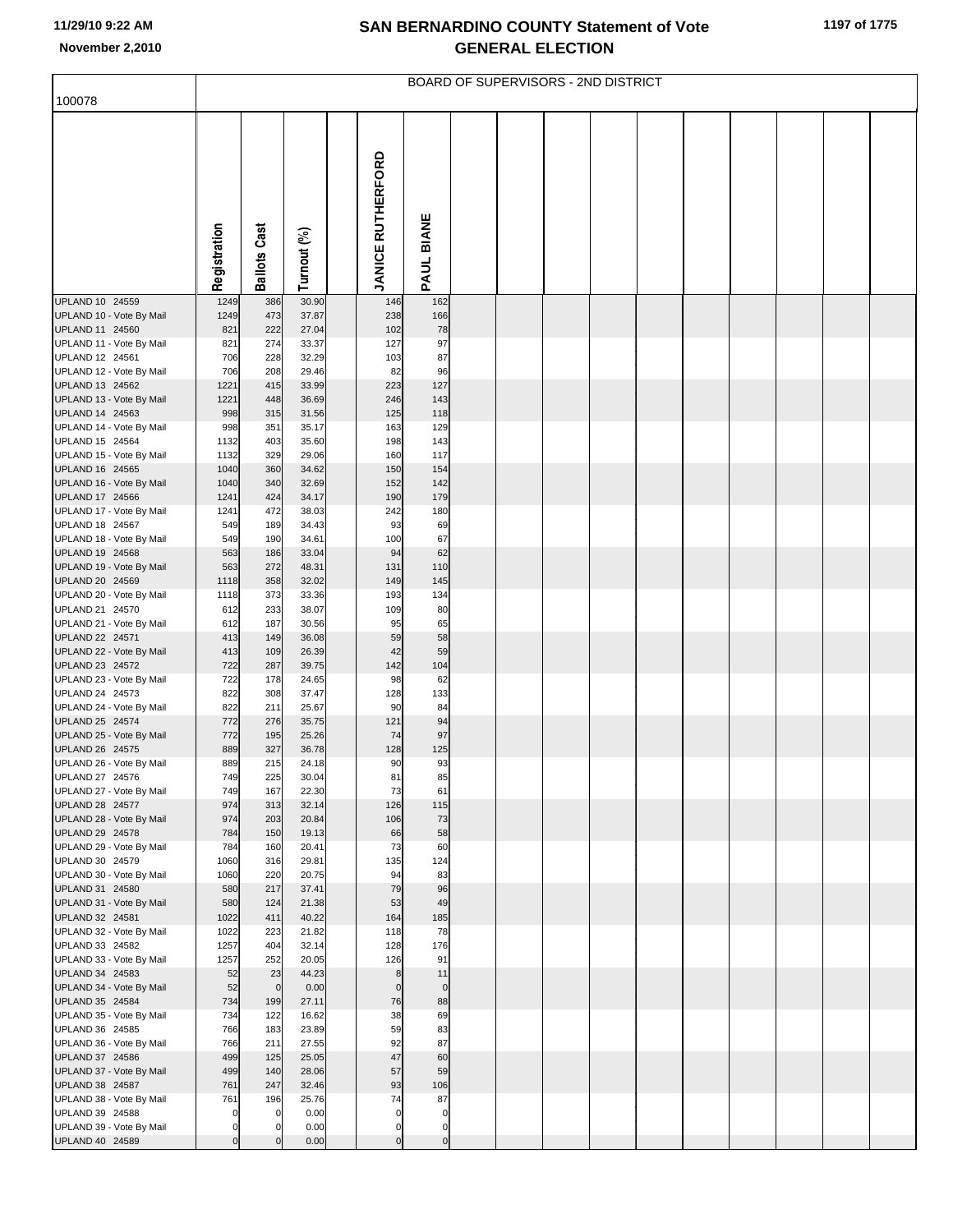# SAN BERNARDINO COUNTY Statement of Vote GENERAL ELECTION

11/29/10 9:22 AM
November 2,2010

## BOARD OF SUPERVISORS - 2ND DISTRICT

| 100078 | Registration | Ballots Cast | Turnout (%) | JANICE RUTHERFORD | PAUL BIANE |
|---|---|---|---|---|---|
| UPLAND 10 24559 | 1249 | 386 | 30.90 | 146 | 162 |
| UPLAND 10 - Vote By Mail | 1249 | 473 | 37.87 | 238 | 166 |
| UPLAND 11 24560 | 821 | 222 | 27.04 | 102 | 78 |
| UPLAND 11 - Vote By Mail | 821 | 274 | 33.37 | 127 | 97 |
| UPLAND 12 24561 | 706 | 228 | 32.29 | 103 | 87 |
| UPLAND 12 - Vote By Mail | 706 | 208 | 29.46 | 82 | 96 |
| UPLAND 13 24562 | 1221 | 415 | 33.99 | 223 | 127 |
| UPLAND 13 - Vote By Mail | 1221 | 448 | 36.69 | 246 | 143 |
| UPLAND 14 24563 | 998 | 315 | 31.56 | 125 | 118 |
| UPLAND 14 - Vote By Mail | 998 | 351 | 35.17 | 163 | 129 |
| UPLAND 15 24564 | 1132 | 403 | 35.60 | 198 | 143 |
| UPLAND 15 - Vote By Mail | 1132 | 329 | 29.06 | 160 | 117 |
| UPLAND 16 24565 | 1040 | 360 | 34.62 | 150 | 154 |
| UPLAND 16 - Vote By Mail | 1040 | 340 | 32.69 | 152 | 142 |
| UPLAND 17 24566 | 1241 | 424 | 34.17 | 190 | 179 |
| UPLAND 17 - Vote By Mail | 1241 | 472 | 38.03 | 242 | 180 |
| UPLAND 18 24567 | 549 | 189 | 34.43 | 93 | 69 |
| UPLAND 18 - Vote By Mail | 549 | 190 | 34.61 | 100 | 67 |
| UPLAND 19 24568 | 563 | 186 | 33.04 | 94 | 62 |
| UPLAND 19 - Vote By Mail | 563 | 272 | 48.31 | 131 | 110 |
| UPLAND 20 24569 | 1118 | 358 | 32.02 | 149 | 145 |
| UPLAND 20 - Vote By Mail | 1118 | 373 | 33.36 | 193 | 134 |
| UPLAND 21 24570 | 612 | 233 | 38.07 | 109 | 80 |
| UPLAND 21 - Vote By Mail | 612 | 187 | 30.56 | 95 | 65 |
| UPLAND 22 24571 | 413 | 149 | 36.08 | 59 | 58 |
| UPLAND 22 - Vote By Mail | 413 | 109 | 26.39 | 42 | 59 |
| UPLAND 23 24572 | 722 | 287 | 39.75 | 142 | 104 |
| UPLAND 23 - Vote By Mail | 722 | 178 | 24.65 | 98 | 62 |
| UPLAND 24 24573 | 822 | 308 | 37.47 | 128 | 133 |
| UPLAND 24 - Vote By Mail | 822 | 211 | 25.67 | 90 | 84 |
| UPLAND 25 24574 | 772 | 276 | 35.75 | 121 | 94 |
| UPLAND 25 - Vote By Mail | 772 | 195 | 25.26 | 74 | 97 |
| UPLAND 26 24575 | 889 | 327 | 36.78 | 128 | 125 |
| UPLAND 26 - Vote By Mail | 889 | 215 | 24.18 | 90 | 93 |
| UPLAND 27 24576 | 749 | 225 | 30.04 | 81 | 85 |
| UPLAND 27 - Vote By Mail | 749 | 167 | 22.30 | 73 | 61 |
| UPLAND 28 24577 | 974 | 313 | 32.14 | 126 | 115 |
| UPLAND 28 - Vote By Mail | 974 | 203 | 20.84 | 106 | 73 |
| UPLAND 29 24578 | 784 | 150 | 19.13 | 66 | 58 |
| UPLAND 29 - Vote By Mail | 784 | 160 | 20.41 | 73 | 60 |
| UPLAND 30 24579 | 1060 | 316 | 29.81 | 135 | 124 |
| UPLAND 30 - Vote By Mail | 1060 | 220 | 20.75 | 94 | 83 |
| UPLAND 31 24580 | 580 | 217 | 37.41 | 79 | 96 |
| UPLAND 31 - Vote By Mail | 580 | 124 | 21.38 | 53 | 49 |
| UPLAND 32 24581 | 1022 | 411 | 40.22 | 164 | 185 |
| UPLAND 32 - Vote By Mail | 1022 | 223 | 21.82 | 118 | 78 |
| UPLAND 33 24582 | 1257 | 404 | 32.14 | 128 | 176 |
| UPLAND 33 - Vote By Mail | 1257 | 252 | 20.05 | 126 | 91 |
| UPLAND 34 24583 | 52 | 23 | 44.23 | 8 | 11 |
| UPLAND 34 - Vote By Mail | 52 | 0 | 0.00 | 0 | 0 |
| UPLAND 35 24584 | 734 | 199 | 27.11 | 76 | 88 |
| UPLAND 35 - Vote By Mail | 734 | 122 | 16.62 | 38 | 69 |
| UPLAND 36 24585 | 766 | 183 | 23.89 | 59 | 83 |
| UPLAND 36 - Vote By Mail | 766 | 211 | 27.55 | 92 | 87 |
| UPLAND 37 24586 | 499 | 125 | 25.05 | 47 | 60 |
| UPLAND 37 - Vote By Mail | 499 | 140 | 28.06 | 57 | 59 |
| UPLAND 38 24587 | 761 | 247 | 32.46 | 93 | 106 |
| UPLAND 38 - Vote By Mail | 761 | 196 | 25.76 | 74 | 87 |
| UPLAND 39 24588 | 0 | 0 | 0.00 | 0 | 0 |
| UPLAND 39 - Vote By Mail | 0 | 0 | 0.00 | 0 | 0 |
| UPLAND 40 24589 | 0 | 0 | 0.00 | 0 | 0 |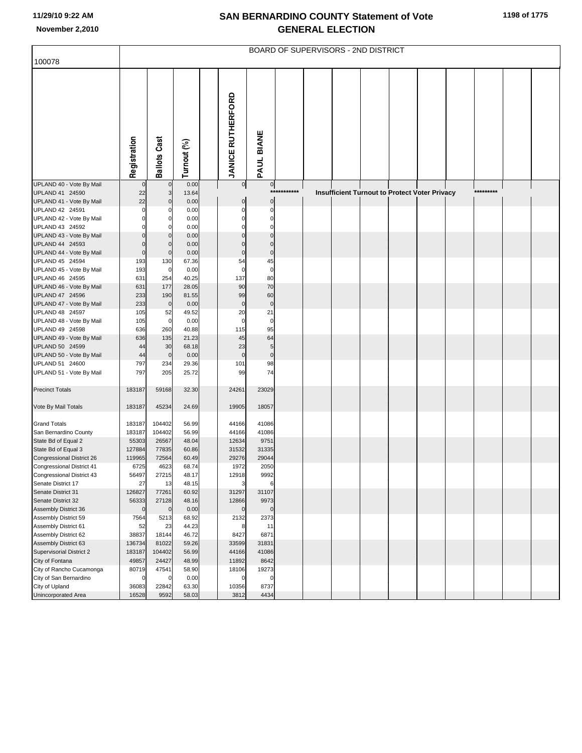100078

BOARD OF SUPERVISORS - 2ND DISTRICT

| | Registration | Ballots Cast | Turnout (%) | | JANICE RUTHERFORD | PAUL BIANE |
|---|---|---|---|---|---|---|
| UPLAND 40 - Vote By Mail | 0 | 0 | 0.00 | | 0 | 0 |
| UPLAND 41 24590 | 22 | 3 | 13.64 | | *********** Insufficient Turnout to Protect Voter Privacy ********* | |
| UPLAND 41 - Vote By Mail | 22 | 0 | 0.00 | | 0 | 0 |
| UPLAND 42 24591 | 0 | 0 | 0.00 | | 0 | 0 |
| UPLAND 42 - Vote By Mail | 0 | 0 | 0.00 | | 0 | 0 |
| UPLAND 43 24592 | 0 | 0 | 0.00 | | 0 | 0 |
| UPLAND 43 - Vote By Mail | 0 | 0 | 0.00 | | 0 | 0 |
| UPLAND 44 24593 | 0 | 0 | 0.00 | | 0 | 0 |
| UPLAND 44 - Vote By Mail | 0 | 0 | 0.00 | | 0 | 0 |
| UPLAND 45 24594 | 193 | 130 | 67.36 | | 54 | 45 |
| UPLAND 45 - Vote By Mail | 193 | 0 | 0.00 | | 0 | 0 |
| UPLAND 46 24595 | 631 | 254 | 40.25 | | 137 | 80 |
| UPLAND 46 - Vote By Mail | 631 | 177 | 28.05 | | 90 | 70 |
| UPLAND 47 24596 | 233 | 190 | 81.55 | | 99 | 60 |
| UPLAND 47 - Vote By Mail | 233 | 0 | 0.00 | | 0 | 0 |
| UPLAND 48 24597 | 105 | 52 | 49.52 | | 20 | 21 |
| UPLAND 48 - Vote By Mail | 105 | 0 | 0.00 | | 0 | 0 |
| UPLAND 49 24598 | 636 | 260 | 40.88 | | 115 | 95 |
| UPLAND 49 - Vote By Mail | 636 | 135 | 21.23 | | 45 | 64 |
| UPLAND 50 24599 | 44 | 30 | 68.18 | | 23 | 5 |
| UPLAND 50 - Vote By Mail | 44 | 0 | 0.00 | | 0 | 0 |
| UPLAND 51 24600 | 797 | 234 | 29.36 | | 101 | 98 |
| UPLAND 51 - Vote By Mail | 797 | 205 | 25.72 | | 99 | 74 |
| Precinct Totals | 183187 | 59168 | 32.30 | | 24261 | 23029 |
| Vote By Mail Totals | 183187 | 45234 | 24.69 | | 19905 | 18057 |
| Grand Totals | 183187 | 104402 | 56.99 | | 44166 | 41086 |
| San Bernardino County | 183187 | 104402 | 56.99 | | 44166 | 41086 |
| State Bd of Equal 2 | 55303 | 26567 | 48.04 | | 12634 | 9751 |
| State Bd of Equal 3 | 127884 | 77835 | 60.86 | | 31532 | 31335 |
| Congressional District 26 | 119965 | 72564 | 60.49 | | 29276 | 29044 |
| Congressional District 41 | 6725 | 4623 | 68.74 | | 1972 | 2050 |
| Congressional District 43 | 56497 | 27215 | 48.17 | | 12918 | 9992 |
| Senate District 17 | 27 | 13 | 48.15 | | 3 | 6 |
| Senate District 31 | 126827 | 77261 | 60.92 | | 31297 | 31107 |
| Senate District 32 | 56333 | 27128 | 48.16 | | 12866 | 9973 |
| Assembly District 36 | 0 | 0 | 0.00 | | 0 | 0 |
| Assembly District 59 | 7564 | 5213 | 68.92 | | 2132 | 2373 |
| Assembly District 61 | 52 | 23 | 44.23 | | 8 | 11 |
| Assembly District 62 | 38837 | 18144 | 46.72 | | 8427 | 6871 |
| Assembly District 63 | 136734 | 81022 | 59.26 | | 33599 | 31831 |
| Supervisorial District 2 | 183187 | 104402 | 56.99 | | 44166 | 41086 |
| City of Fontana | 49857 | 24427 | 48.99 | | 11892 | 8642 |
| City of Rancho Cucamonga | 80719 | 47541 | 58.90 | | 18106 | 19273 |
| City of San Bernardino | 0 | 0 | 0.00 | | 0 | 0 |
| City of Upland | 36083 | 22842 | 63.30 | | 10356 | 8737 |
| Unincorporated Area | 16528 | 9592 | 58.03 | | 3812 | 4434 |